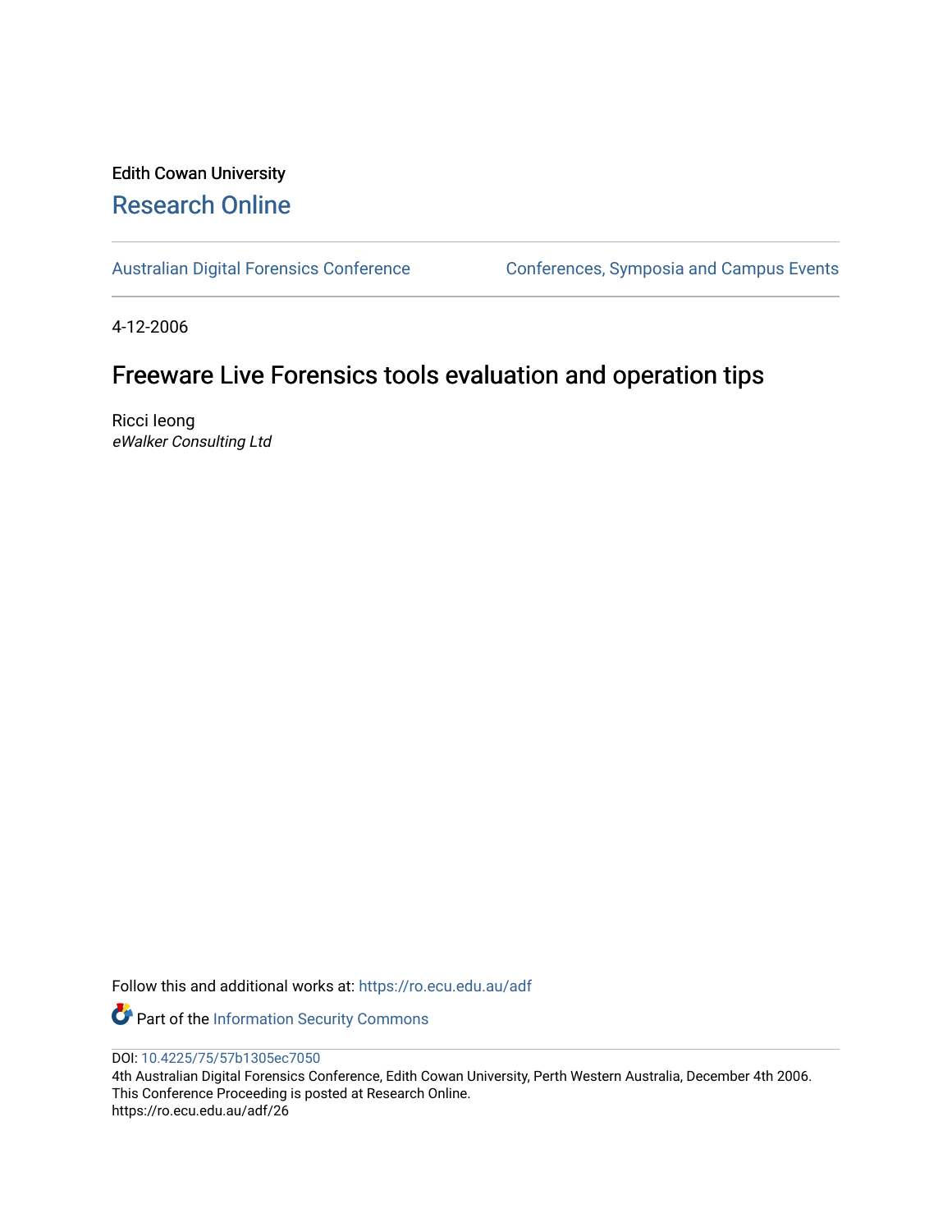Edith Cowan University

# Research Online

Australian Digital Forensics Conference | Conferences, Symposia and Campus Events

4-12-2006

# Freeware Live Forensics tools evaluation and operation tips

Ricci Ieong

*eWalker Consulting Ltd*

Follow this and additional works at: https://ro.ecu.edu.au/adf

Part of the Information Security Commons

DOI: 10.4225/75/57b1305ec7050

4th Australian Digital Forensics Conference, Edith Cowan University, Perth Western Australia, December 4th 2006.
This Conference Proceeding is posted at Research Online.
https://ro.ecu.edu.au/adf/26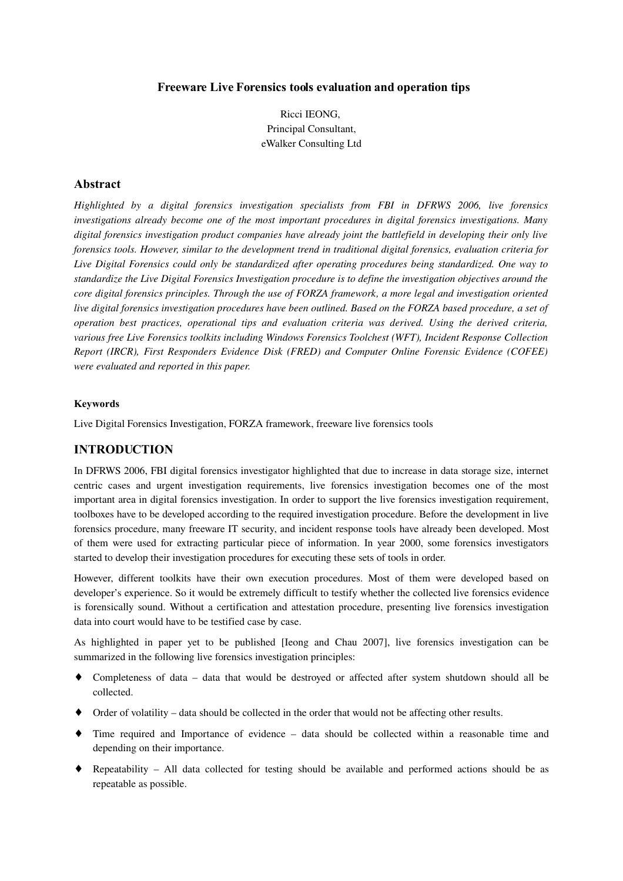# Freeware Live Forensics tools evaluation and operation tips

Ricci IEONG,
Principal Consultant,
eWalker Consulting Ltd

## Abstract

*Highlighted by a digital forensics investigation specialists from FBI in DFRWS 2006, live forensics investigations already become one of the most important procedures in digital forensics investigations. Many digital forensics investigation product companies have already joint the battlefield in developing their only live forensics tools. However, similar to the development trend in traditional digital forensics, evaluation criteria for Live Digital Forensics could only be standardized after operating procedures being standardized. One way to standardize the Live Digital Forensics Investigation procedure is to define the investigation objectives around the core digital forensics principles. Through the use of FORZA framework, a more legal and investigation oriented live digital forensics investigation procedures have been outlined. Based on the FORZA based procedure, a set of operation best practices, operational tips and evaluation criteria was derived. Using the derived criteria, various free Live Forensics toolkits including Windows Forensics Toolchest (WFT), Incident Response Collection Report (IRCR), First Responders Evidence Disk (FRED) and Computer Online Forensic Evidence (COFEE) were evaluated and reported in this paper.*

#### Keywords

Live Digital Forensics Investigation, FORZA framework, freeware live forensics tools

## INTRODUCTION

In DFRWS 2006, FBI digital forensics investigator highlighted that due to increase in data storage size, internet centric cases and urgent investigation requirements, live forensics investigation becomes one of the most important area in digital forensics investigation. In order to support the live forensics investigation requirement, toolboxes have to be developed according to the required investigation procedure. Before the development in live forensics procedure, many freeware IT security, and incident response tools have already been developed. Most of them were used for extracting particular piece of information. In year 2000, some forensics investigators started to develop their investigation procedures for executing these sets of tools in order.

However, different toolkits have their own execution procedures. Most of them were developed based on developer's experience. So it would be extremely difficult to testify whether the collected live forensics evidence is forensically sound. Without a certification and attestation procedure, presenting live forensics investigation data into court would have to be testified case by case.

As highlighted in paper yet to be published [Ieong and Chau 2007], live forensics investigation can be summarized in the following live forensics investigation principles:

- Completeness of data – data that would be destroyed or affected after system shutdown should all be collected.
- Order of volatility – data should be collected in the order that would not be affecting other results.
- Time required and Importance of evidence – data should be collected within a reasonable time and depending on their importance.
- Repeatability – All data collected for testing should be available and performed actions should be as repeatable as possible.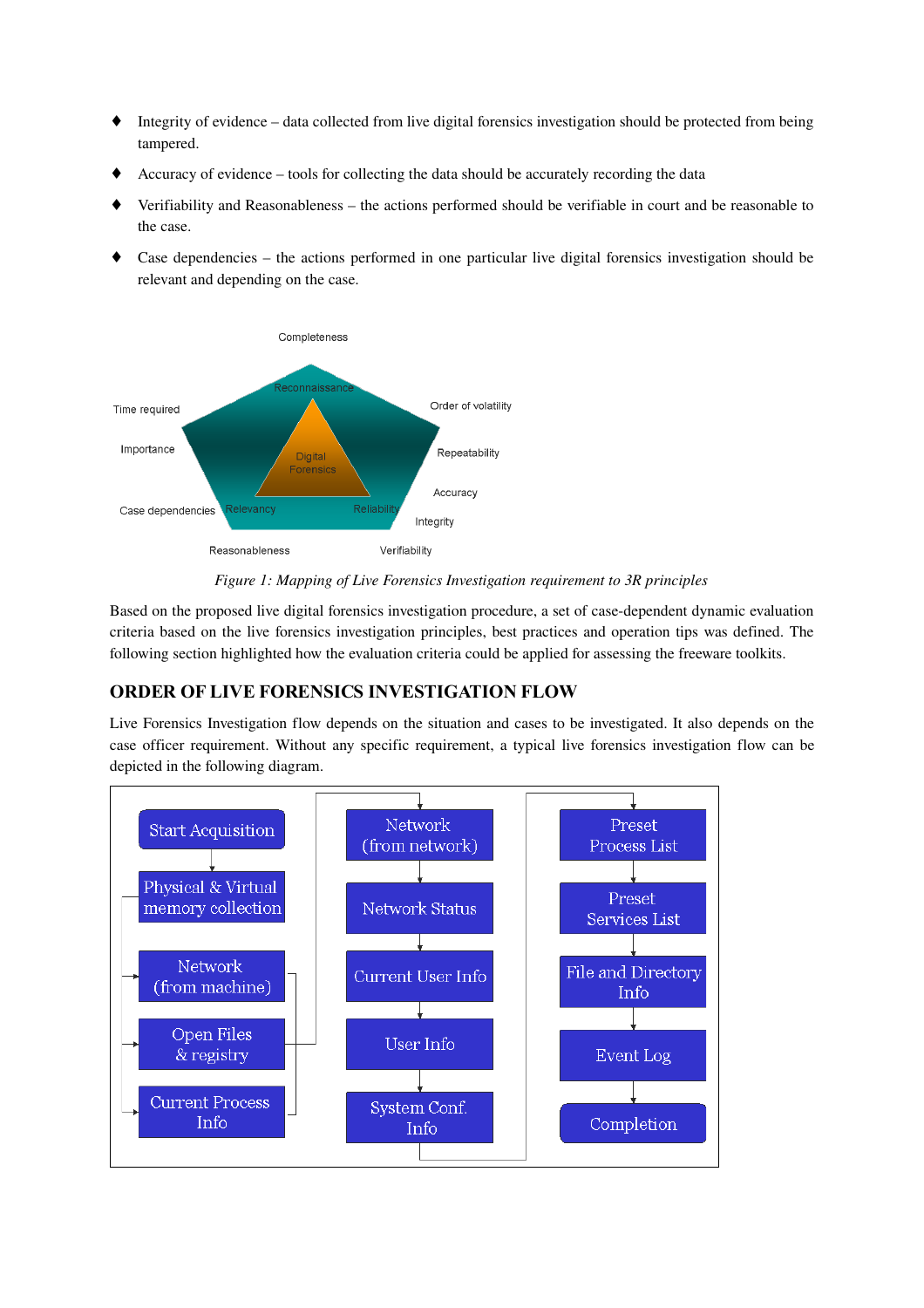- Integrity of evidence – data collected from live digital forensics investigation should be protected from being tampered.
- Accuracy of evidence – tools for collecting the data should be accurately recording the data
- Verifiability and Reasonableness – the actions performed should be verifiable in court and be reasonable to the case.
- Case dependencies – the actions performed in one particular live digital forensics investigation should be relevant and depending on the case.

*Figure 1: Mapping of Live Forensics Investigation requirement to 3R principles*

Based on the proposed live digital forensics investigation procedure, a set of case-dependent dynamic evaluation criteria based on the live forensics investigation principles, best practices and operation tips was defined. The following section highlighted how the evaluation criteria could be applied for assessing the freeware toolkits.

## ORDER OF LIVE FORENSICS INVESTIGATION FLOW

Live Forensics Investigation flow depends on the situation and cases to be investigated. It also depends on the case officer requirement. Without any specific requirement, a typical live forensics investigation flow can be depicted in the following diagram.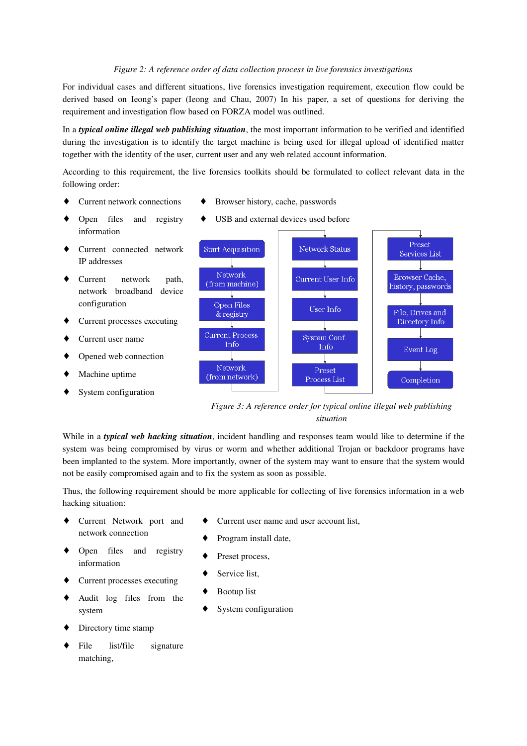*Figure 2: A reference order of data collection process in live forensics investigations*

For individual cases and different situations, live forensics investigation requirement, execution flow could be derived based on Ieong's paper (Ieong and Chau, 2007) In his paper, a set of questions for deriving the requirement and investigation flow based on FORZA model was outlined.

In a ***typical online illegal web publishing situation***, the most important information to be verified and identified during the investigation is to identify the target machine is being used for illegal upload of identified matter together with the identity of the user, current user and any web related account information.

According to this requirement, the live forensics toolkits should be formulated to collect relevant data in the following order:

- Current network connections
- Open files and registry information
- Current connected network IP addresses
- Current network path, network broadband device configuration
- Current processes executing
- Current user name
- Opened web connection
- Machine uptime
- System configuration
- Browser history, cache, passwords
- USB and external devices used before

Start Acquisition → Network (from machine) → Open Files & registry → Current Process Info → Network (from network) → Network Status → Current User Info → User Info → System Conf. Info → Preset Process List → Preset Services List → Browser Cache, history, passwords → File, Drives and Directory Info → Event Log → Completion

*Figure 3: A reference order for typical online illegal web publishing situation*

While in a ***typical web hacking situation***, incident handling and responses team would like to determine if the system was being compromised by virus or worm and whether additional Trojan or backdoor programs have been implanted to the system. More importantly, owner of the system may want to ensure that the system would not be easily compromised again and to fix the system as soon as possible.

Thus, the following requirement should be more applicable for collecting of live forensics information in a web hacking situation:

- Current Network port and network connection
- Open files and registry information
- Current processes executing
- Audit log files from the system
- Directory time stamp
- File list/file signature matching,
- Current user name and user account list,
- Program install date,
- Preset process,
- Service list,
- Bootup list
- System configuration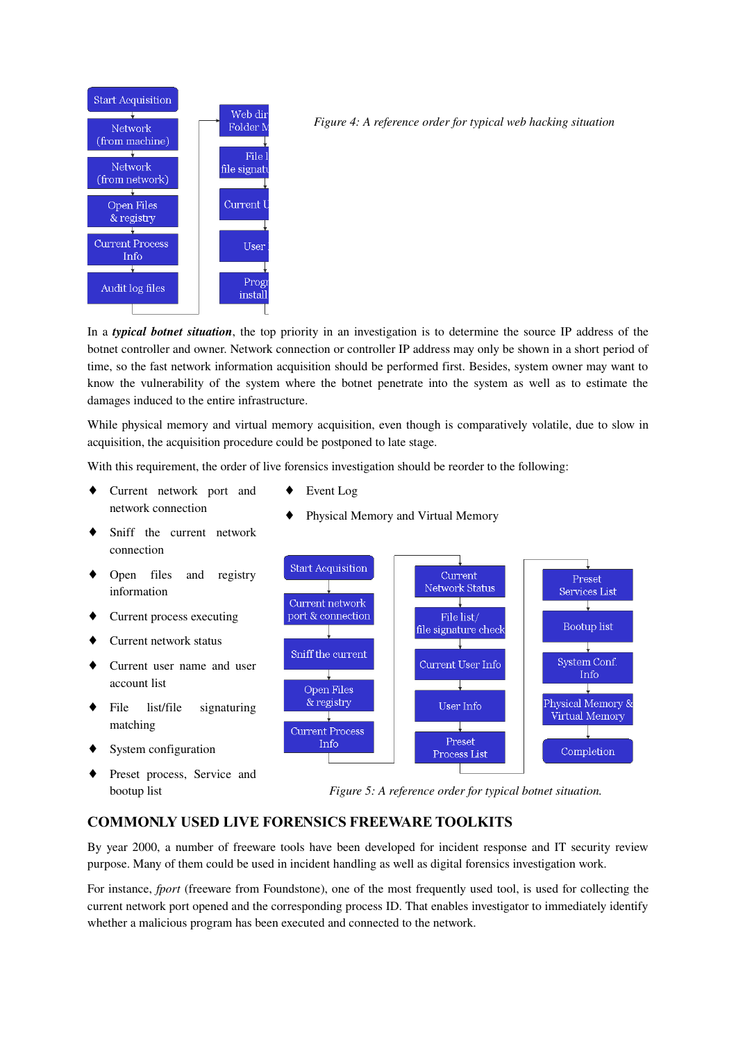Figure 4: A reference order for typical web hacking situation

In a ***typical botnet situation***, the top priority in an investigation is to determine the source IP address of the botnet controller and owner. Network connection or controller IP address may only be shown in a short period of time, so the fast network information acquisition should be performed first. Besides, system owner may want to know the vulnerability of the system where the botnet penetrate into the system as well as to estimate the damages induced to the entire infrastructure.

While physical memory and virtual memory acquisition, even though is comparatively volatile, due to slow in acquisition, the acquisition procedure could be postponed to late stage.

With this requirement, the order of live forensics investigation should be reorder to the following:

- Current network port and network connection
- Sniff the current network connection
- Open files and registry information
- Current process executing
- Current network status
- Current user name and user account list
- File list/file signaturing matching
- System configuration
- Preset process, Service and bootup list
- Event Log
- Physical Memory and Virtual Memory

Figure 5: A reference order for typical botnet situation.

## COMMONLY USED LIVE FORENSICS FREEWARE TOOLKITS

By year 2000, a number of freeware tools have been developed for incident response and IT security review purpose. Many of them could be used in incident handling as well as digital forensics investigation work.

For instance, *fport* (freeware from Foundstone), one of the most frequently used tool, is used for collecting the current network port opened and the corresponding process ID. That enables investigator to immediately identify whether a malicious program has been executed and connected to the network.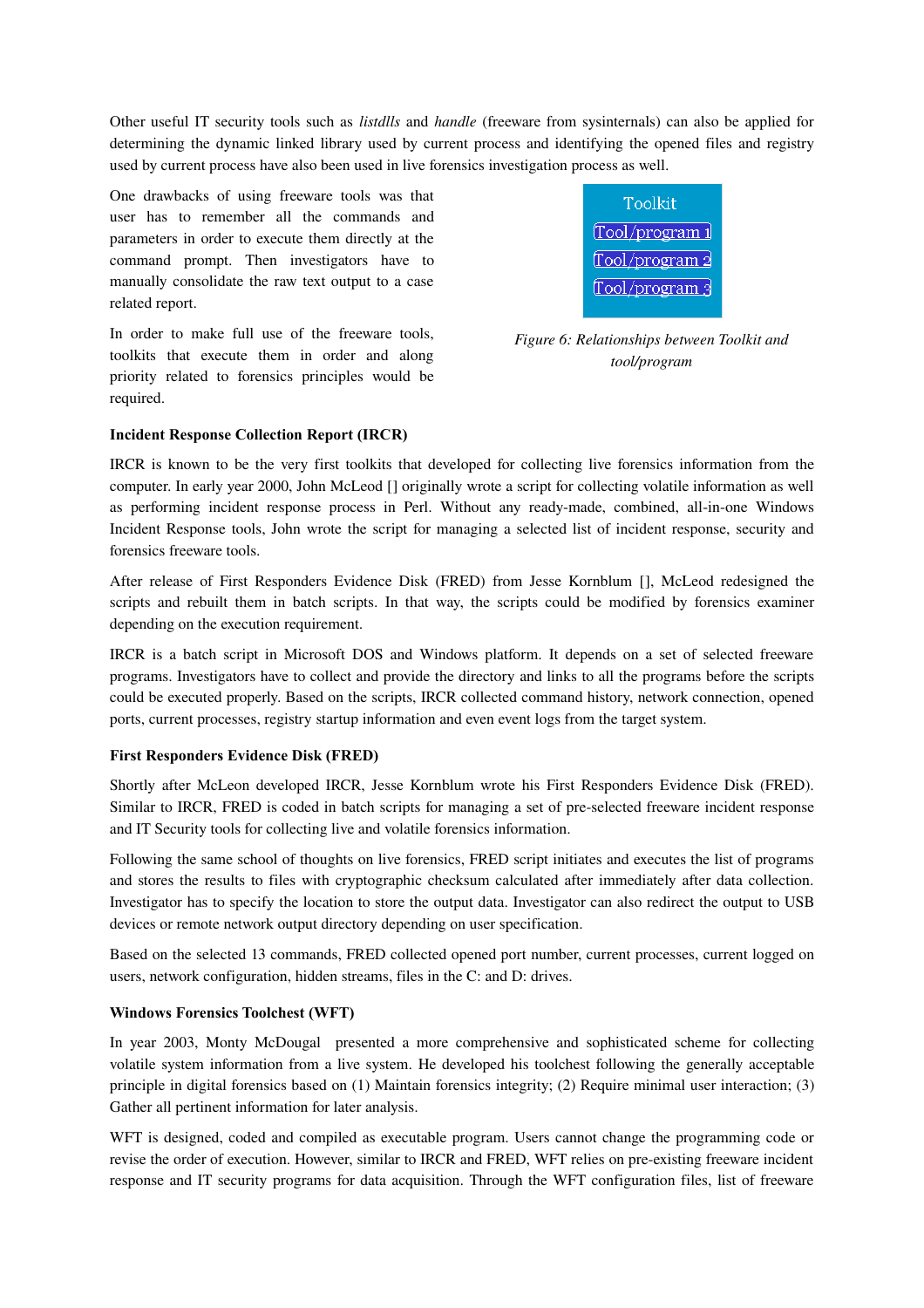Other useful IT security tools such as *listdlls* and *handle* (freeware from sysinternals) can also be applied for determining the dynamic linked library used by current process and identifying the opened files and registry used by current process have also been used in live forensics investigation process as well.

One drawbacks of using freeware tools was that user has to remember all the commands and parameters in order to execute them directly at the command prompt. Then investigators have to manually consolidate the raw text output to a case related report.

In order to make full use of the freeware tools, toolkits that execute them in order and along priority related to forensics principles would be required.

Toolkit

Tool/program 1

Tool/program 2

Tool/program 3

*Figure 6: Relationships between Toolkit and tool/program*

**Incident Response Collection Report (IRCR)**

IRCR is known to be the very first toolkits that developed for collecting live forensics information from the computer. In early year 2000, John McLeod [] originally wrote a script for collecting volatile information as well as performing incident response process in Perl. Without any ready-made, combined, all-in-one Windows Incident Response tools, John wrote the script for managing a selected list of incident response, security and forensics freeware tools.

After release of First Responders Evidence Disk (FRED) from Jesse Kornblum [], McLeod redesigned the scripts and rebuilt them in batch scripts. In that way, the scripts could be modified by forensics examiner depending on the execution requirement.

IRCR is a batch script in Microsoft DOS and Windows platform. It depends on a set of selected freeware programs. Investigators have to collect and provide the directory and links to all the programs before the scripts could be executed properly. Based on the scripts, IRCR collected command history, network connection, opened ports, current processes, registry startup information and even event logs from the target system.

**First Responders Evidence Disk (FRED)**

Shortly after McLeon developed IRCR, Jesse Kornblum wrote his First Responders Evidence Disk (FRED). Similar to IRCR, FRED is coded in batch scripts for managing a set of pre-selected freeware incident response and IT Security tools for collecting live and volatile forensics information.

Following the same school of thoughts on live forensics, FRED script initiates and executes the list of programs and stores the results to files with cryptographic checksum calculated after immediately after data collection. Investigator has to specify the location to store the output data. Investigator can also redirect the output to USB devices or remote network output directory depending on user specification.

Based on the selected 13 commands, FRED collected opened port number, current processes, current logged on users, network configuration, hidden streams, files in the C: and D: drives.

**Windows Forensics Toolchest (WFT)**

In year 2003, Monty McDougal presented a more comprehensive and sophisticated scheme for collecting volatile system information from a live system. He developed his toolchest following the generally acceptable principle in digital forensics based on (1) Maintain forensics integrity; (2) Require minimal user interaction; (3) Gather all pertinent information for later analysis.

WFT is designed, coded and compiled as executable program. Users cannot change the programming code or revise the order of execution. However, similar to IRCR and FRED, WFT relies on pre-existing freeware incident response and IT security programs for data acquisition. Through the WFT configuration files, list of freeware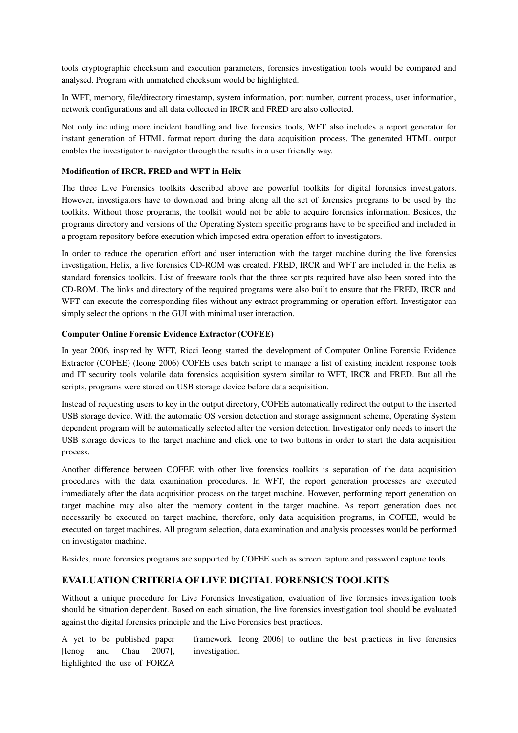tools cryptographic checksum and execution parameters, forensics investigation tools would be compared and analysed. Program with unmatched checksum would be highlighted.

In WFT, memory, file/directory timestamp, system information, port number, current process, user information, network configurations and all data collected in IRCR and FRED are also collected.

Not only including more incident handling and live forensics tools, WFT also includes a report generator for instant generation of HTML format report during the data acquisition process. The generated HTML output enables the investigator to navigator through the results in a user friendly way.

**Modification of IRCR, FRED and WFT in Helix**

The three Live Forensics toolkits described above are powerful toolkits for digital forensics investigators. However, investigators have to download and bring along all the set of forensics programs to be used by the toolkits. Without those programs, the toolkit would not be able to acquire forensics information. Besides, the programs directory and versions of the Operating System specific programs have to be specified and included in a program repository before execution which imposed extra operation effort to investigators.

In order to reduce the operation effort and user interaction with the target machine during the live forensics investigation, Helix, a live forensics CD-ROM was created. FRED, IRCR and WFT are included in the Helix as standard forensics toolkits. List of freeware tools that the three scripts required have also been stored into the CD-ROM. The links and directory of the required programs were also built to ensure that the FRED, IRCR and WFT can execute the corresponding files without any extract programming or operation effort. Investigator can simply select the options in the GUI with minimal user interaction.

**Computer Online Forensic Evidence Extractor (COFEE)**

In year 2006, inspired by WFT, Ricci Ieong started the development of Computer Online Forensic Evidence Extractor (COFEE) (Ieong 2006) COFEE uses batch script to manage a list of existing incident response tools and IT security tools volatile data forensics acquisition system similar to WFT, IRCR and FRED. But all the scripts, programs were stored on USB storage device before data acquisition.

Instead of requesting users to key in the output directory, COFEE automatically redirect the output to the inserted USB storage device. With the automatic OS version detection and storage assignment scheme, Operating System dependent program will be automatically selected after the version detection. Investigator only needs to insert the USB storage devices to the target machine and click one to two buttons in order to start the data acquisition process.

Another difference between COFEE with other live forensics toolkits is separation of the data acquisition procedures with the data examination procedures. In WFT, the report generation processes are executed immediately after the data acquisition process on the target machine. However, performing report generation on target machine may also alter the memory content in the target machine. As report generation does not necessarily be executed on target machine, therefore, only data acquisition programs, in COFEE, would be executed on target machines. All program selection, data examination and analysis processes would be performed on investigator machine.

Besides, more forensics programs are supported by COFEE such as screen capture and password capture tools.

## EVALUATION CRITERIA OF LIVE DIGITAL FORENSICS TOOLKITS

Without a unique procedure for Live Forensics Investigation, evaluation of live forensics investigation tools should be situation dependent. Based on each situation, the live forensics investigation tool should be evaluated against the digital forensics principle and the Live Forensics best practices.

A yet to be published paper [Ienog and Chau 2007], highlighted the use of FORZA framework [Ieong 2006] to outline the best practices in live forensics investigation.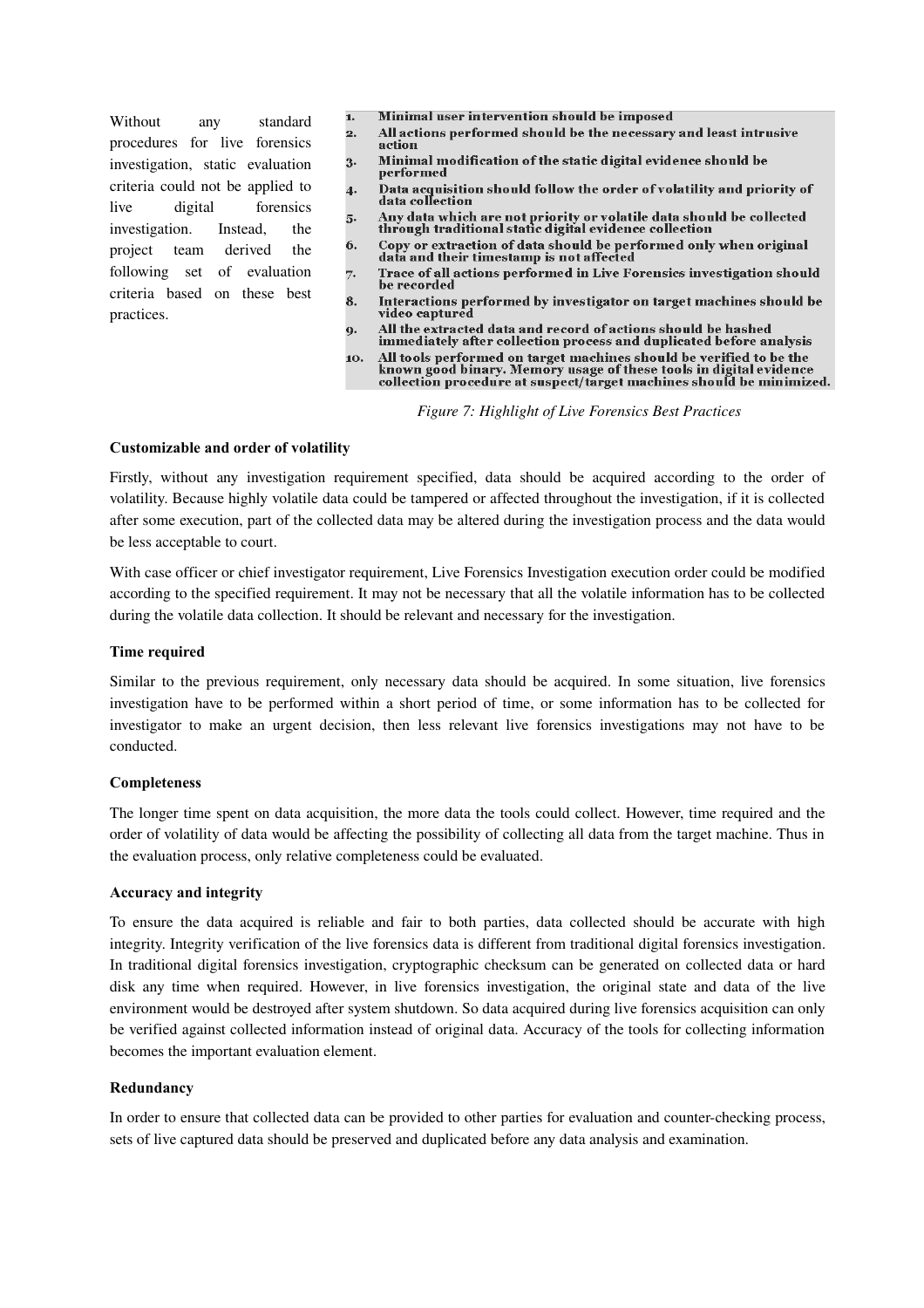Without any standard procedures for live forensics investigation, static evaluation criteria could not be applied to live digital forensics investigation. Instead, the project team derived the following set of evaluation criteria based on these best practices.

1. Minimal user intervention should be imposed
2. All actions performed should be the necessary and least intrusive action
3. Minimal modification of the static digital evidence should be performed
4. Data acquisition should follow the order of volatility and priority of data collection
5. Any data which are not priority or volatile data should be collected through traditional static digital evidence collection
6. Copy or extraction of data should be performed only when original data and their timestamp is not affected
7. Trace of all actions performed in Live Forensics investigation should be recorded
8. Interactions performed by investigator on target machines should be video captured
9. All the extracted data and record of actions should be hashed immediately after collection process and duplicated before analysis
10. All tools performed on target machines should be verified to be the known good binary. Memory usage of these tools in digital evidence collection procedure at suspect/target machines should be minimized.

*Figure 7: Highlight of Live Forensics Best Practices*

**Customizable and order of volatility**

Firstly, without any investigation requirement specified, data should be acquired according to the order of volatility. Because highly volatile data could be tampered or affected throughout the investigation, if it is collected after some execution, part of the collected data may be altered during the investigation process and the data would be less acceptable to court.

With case officer or chief investigator requirement, Live Forensics Investigation execution order could be modified according to the specified requirement. It may not be necessary that all the volatile information has to be collected during the volatile data collection. It should be relevant and necessary for the investigation.

**Time required**

Similar to the previous requirement, only necessary data should be acquired. In some situation, live forensics investigation have to be performed within a short period of time, or some information has to be collected for investigator to make an urgent decision, then less relevant live forensics investigations may not have to be conducted.

**Completeness**

The longer time spent on data acquisition, the more data the tools could collect. However, time required and the order of volatility of data would be affecting the possibility of collecting all data from the target machine. Thus in the evaluation process, only relative completeness could be evaluated.

**Accuracy and integrity**

To ensure the data acquired is reliable and fair to both parties, data collected should be accurate with high integrity. Integrity verification of the live forensics data is different from traditional digital forensics investigation. In traditional digital forensics investigation, cryptographic checksum can be generated on collected data or hard disk any time when required. However, in live forensics investigation, the original state and data of the live environment would be destroyed after system shutdown. So data acquired during live forensics acquisition can only be verified against collected information instead of original data. Accuracy of the tools for collecting information becomes the important evaluation element.

**Redundancy**

In order to ensure that collected data can be provided to other parties for evaluation and counter-checking process, sets of live captured data should be preserved and duplicated before any data analysis and examination.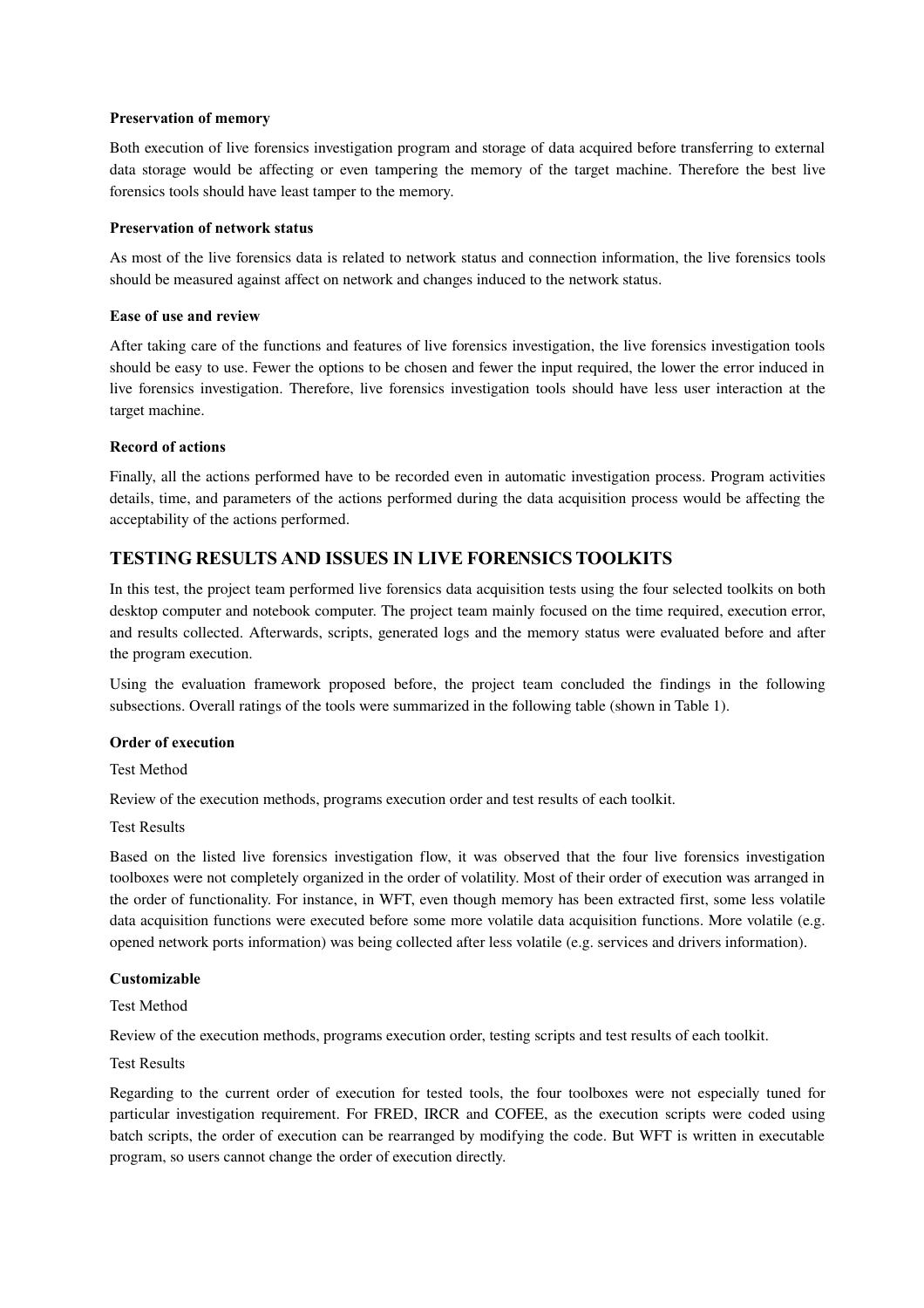#### Preservation of memory

Both execution of live forensics investigation program and storage of data acquired before transferring to external data storage would be affecting or even tampering the memory of the target machine. Therefore the best live forensics tools should have least tamper to the memory.

#### Preservation of network status

As most of the live forensics data is related to network status and connection information, the live forensics tools should be measured against affect on network and changes induced to the network status.

#### Ease of use and review

After taking care of the functions and features of live forensics investigation, the live forensics investigation tools should be easy to use. Fewer the options to be chosen and fewer the input required, the lower the error induced in live forensics investigation. Therefore, live forensics investigation tools should have less user interaction at the target machine.

#### Record of actions

Finally, all the actions performed have to be recorded even in automatic investigation process. Program activities details, time, and parameters of the actions performed during the data acquisition process would be affecting the acceptability of the actions performed.

## TESTING RESULTS AND ISSUES IN LIVE FORENSICS TOOLKITS

In this test, the project team performed live forensics data acquisition tests using the four selected toolkits on both desktop computer and notebook computer. The project team mainly focused on the time required, execution error, and results collected. Afterwards, scripts, generated logs and the memory status were evaluated before and after the program execution.

Using the evaluation framework proposed before, the project team concluded the findings in the following subsections. Overall ratings of the tools were summarized in the following table (shown in Table 1).

#### Order of execution

Test Method

Review of the execution methods, programs execution order and test results of each toolkit.

Test Results

Based on the listed live forensics investigation flow, it was observed that the four live forensics investigation toolboxes were not completely organized in the order of volatility. Most of their order of execution was arranged in the order of functionality. For instance, in WFT, even though memory has been extracted first, some less volatile data acquisition functions were executed before some more volatile data acquisition functions. More volatile (e.g. opened network ports information) was being collected after less volatile (e.g. services and drivers information).

#### Customizable

Test Method

Review of the execution methods, programs execution order, testing scripts and test results of each toolkit.

Test Results

Regarding to the current order of execution for tested tools, the four toolboxes were not especially tuned for particular investigation requirement. For FRED, IRCR and COFEE, as the execution scripts were coded using batch scripts, the order of execution can be rearranged by modifying the code. But WFT is written in executable program, so users cannot change the order of execution directly.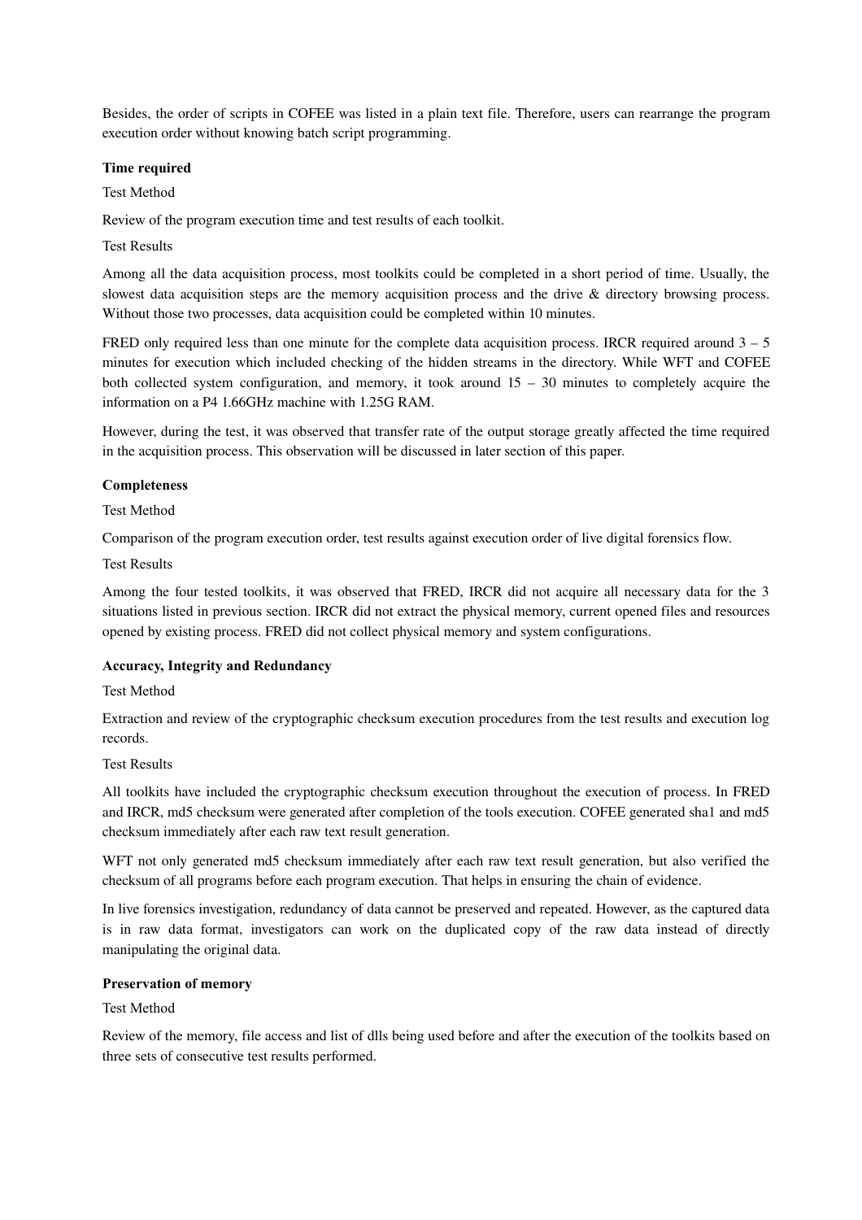Besides, the order of scripts in COFEE was listed in a plain text file. Therefore, users can rearrange the program execution order without knowing batch script programming.

**Time required**

Test Method

Review of the program execution time and test results of each toolkit.

Test Results

Among all the data acquisition process, most toolkits could be completed in a short period of time. Usually, the slowest data acquisition steps are the memory acquisition process and the drive & directory browsing process. Without those two processes, data acquisition could be completed within 10 minutes.

FRED only required less than one minute for the complete data acquisition process. IRCR required around 3 – 5 minutes for execution which included checking of the hidden streams in the directory. While WFT and COFEE both collected system configuration, and memory, it took around 15 – 30 minutes to completely acquire the information on a P4 1.66GHz machine with 1.25G RAM.

However, during the test, it was observed that transfer rate of the output storage greatly affected the time required in the acquisition process. This observation will be discussed in later section of this paper.

**Completeness**

Test Method

Comparison of the program execution order, test results against execution order of live digital forensics flow.

Test Results

Among the four tested toolkits, it was observed that FRED, IRCR did not acquire all necessary data for the 3 situations listed in previous section. IRCR did not extract the physical memory, current opened files and resources opened by existing process. FRED did not collect physical memory and system configurations.

**Accuracy, Integrity and Redundancy**

Test Method

Extraction and review of the cryptographic checksum execution procedures from the test results and execution log records.

Test Results

All toolkits have included the cryptographic checksum execution throughout the execution of process. In FRED and IRCR, md5 checksum were generated after completion of the tools execution. COFEE generated sha1 and md5 checksum immediately after each raw text result generation.

WFT not only generated md5 checksum immediately after each raw text result generation, but also verified the checksum of all programs before each program execution. That helps in ensuring the chain of evidence.

In live forensics investigation, redundancy of data cannot be preserved and repeated. However, as the captured data is in raw data format, investigators can work on the duplicated copy of the raw data instead of directly manipulating the original data.

**Preservation of memory**

Test Method

Review of the memory, file access and list of dlls being used before and after the execution of the toolkits based on three sets of consecutive test results performed.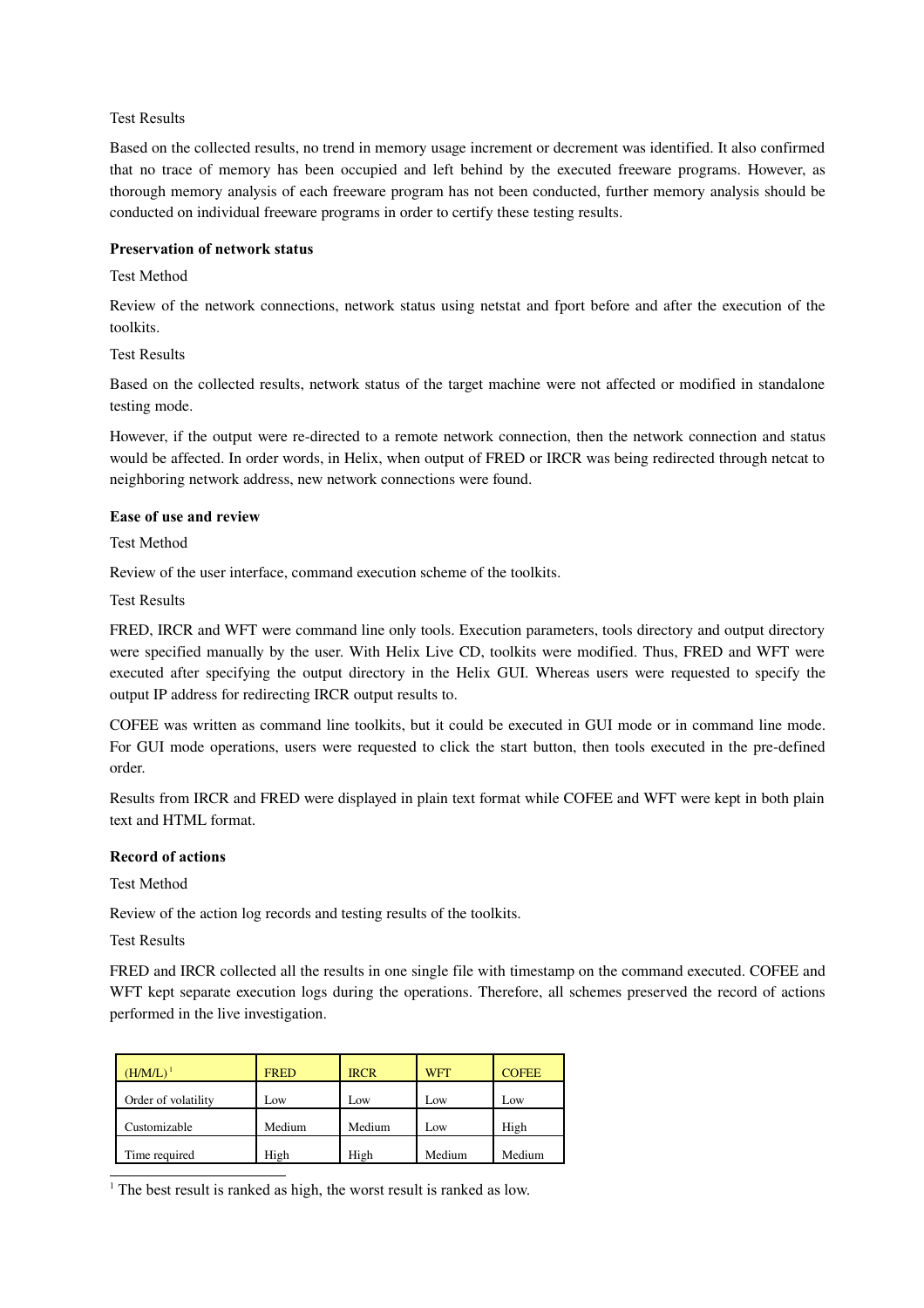Test Results

Based on the collected results, no trend in memory usage increment or decrement was identified. It also confirmed that no trace of memory has been occupied and left behind by the executed freeware programs. However, as thorough memory analysis of each freeware program has not been conducted, further memory analysis should be conducted on individual freeware programs in order to certify these testing results.

**Preservation of network status**

Test Method

Review of the network connections, network status using netstat and fport before and after the execution of the toolkits.

Test Results

Based on the collected results, network status of the target machine were not affected or modified in standalone testing mode.

However, if the output were re-directed to a remote network connection, then the network connection and status would be affected. In order words, in Helix, when output of FRED or IRCR was being redirected through netcat to neighboring network address, new network connections were found.

**Ease of use and review**

Test Method

Review of the user interface, command execution scheme of the toolkits.

Test Results

FRED, IRCR and WFT were command line only tools. Execution parameters, tools directory and output directory were specified manually by the user. With Helix Live CD, toolkits were modified. Thus, FRED and WFT were executed after specifying the output directory in the Helix GUI. Whereas users were requested to specify the output IP address for redirecting IRCR output results to.

COFEE was written as command line toolkits, but it could be executed in GUI mode or in command line mode. For GUI mode operations, users were requested to click the start button, then tools executed in the pre-defined order.

Results from IRCR and FRED were displayed in plain text format while COFEE and WFT were kept in both plain text and HTML format.

**Record of actions**

Test Method

Review of the action log records and testing results of the toolkits.

Test Results

FRED and IRCR collected all the results in one single file with timestamp on the command executed. COFEE and WFT kept separate execution logs during the operations. Therefore, all schemes preserved the record of actions performed in the live investigation.

| (H/M/L) [1] | FRED | IRCR | WFT | COFEE |
|---|---|---|---|---|
| Order of volatility | Low | Low | Low | Low |
| Customizable | Medium | Medium | Low | High |
| Time required | High | High | Medium | Medium |

[1] The best result is ranked as high, the worst result is ranked as low.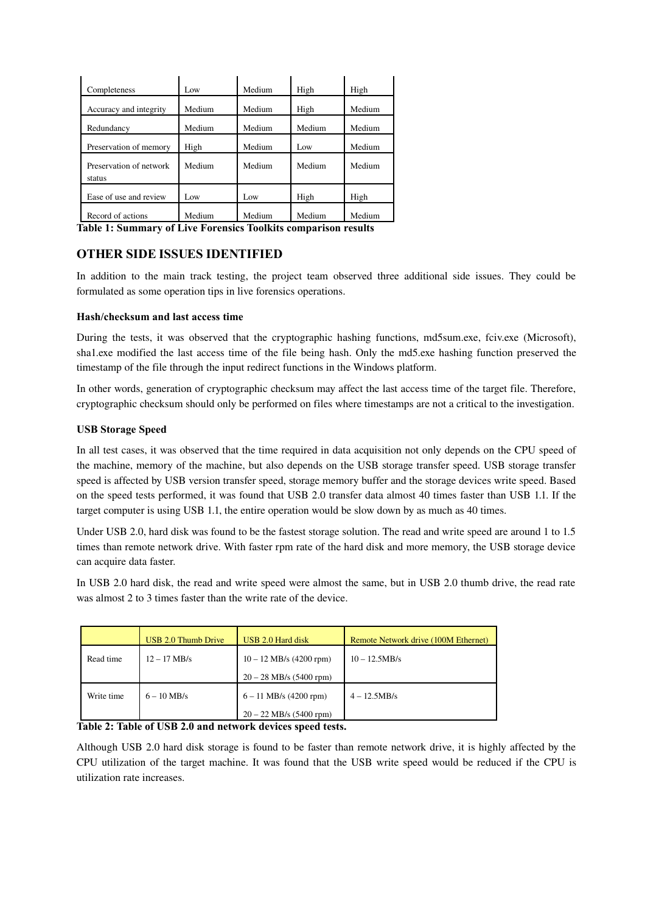| | | | | |
|---|---|---|---|---|
| Completeness | Low | Medium | High | High |
| Accuracy and integrity | Medium | Medium | High | Medium |
| Redundancy | Medium | Medium | Medium | Medium |
| Preservation of memory | High | Medium | Low | Medium |
| Preservation of network status | Medium | Medium | Medium | Medium |
| Ease of use and review | Low | Low | High | High |
| Record of actions | Medium | Medium | Medium | Medium |

**Table 1: Summary of Live Forensics Toolkits comparison results**

## OTHER SIDE ISSUES IDENTIFIED

In addition to the main track testing, the project team observed three additional side issues. They could be formulated as some operation tips in live forensics operations.

**Hash/checksum and last access time**

During the tests, it was observed that the cryptographic hashing functions, md5sum.exe, fciv.exe (Microsoft), sha1.exe modified the last access time of the file being hash. Only the md5.exe hashing function preserved the timestamp of the file through the input redirect functions in the Windows platform.

In other words, generation of cryptographic checksum may affect the last access time of the target file. Therefore, cryptographic checksum should only be performed on files where timestamps are not a critical to the investigation.

**USB Storage Speed**

In all test cases, it was observed that the time required in data acquisition not only depends on the CPU speed of the machine, memory of the machine, but also depends on the USB storage transfer speed. USB storage transfer speed is affected by USB version transfer speed, storage memory buffer and the storage devices write speed. Based on the speed tests performed, it was found that USB 2.0 transfer data almost 40 times faster than USB 1.1. If the target computer is using USB 1.1, the entire operation would be slow down by as much as 40 times.

Under USB 2.0, hard disk was found to be the fastest storage solution. The read and write speed are around 1 to 1.5 times than remote network drive. With faster rpm rate of the hard disk and more memory, the USB storage device can acquire data faster.

In USB 2.0 hard disk, the read and write speed were almost the same, but in USB 2.0 thumb drive, the read rate was almost 2 to 3 times faster than the write rate of the device.

| | USB 2.0 Thumb Drive | USB 2.0 Hard disk | Remote Network drive (100M Ethernet) |
|---|---|---|---|
| Read time | 12 – 17 MB/s | 10 – 12 MB/s (4200 rpm)<br>20 – 28 MB/s (5400 rpm) | 10 – 12.5MB/s |
| Write time | 6 – 10 MB/s | 6 – 11 MB/s (4200 rpm)<br>20 – 22 MB/s (5400 rpm) | 4 – 12.5MB/s |

**Table 2: Table of USB 2.0 and network devices speed tests.**

Although USB 2.0 hard disk storage is found to be faster than remote network drive, it is highly affected by the CPU utilization of the target machine. It was found that the USB write speed would be reduced if the CPU is utilization rate increases.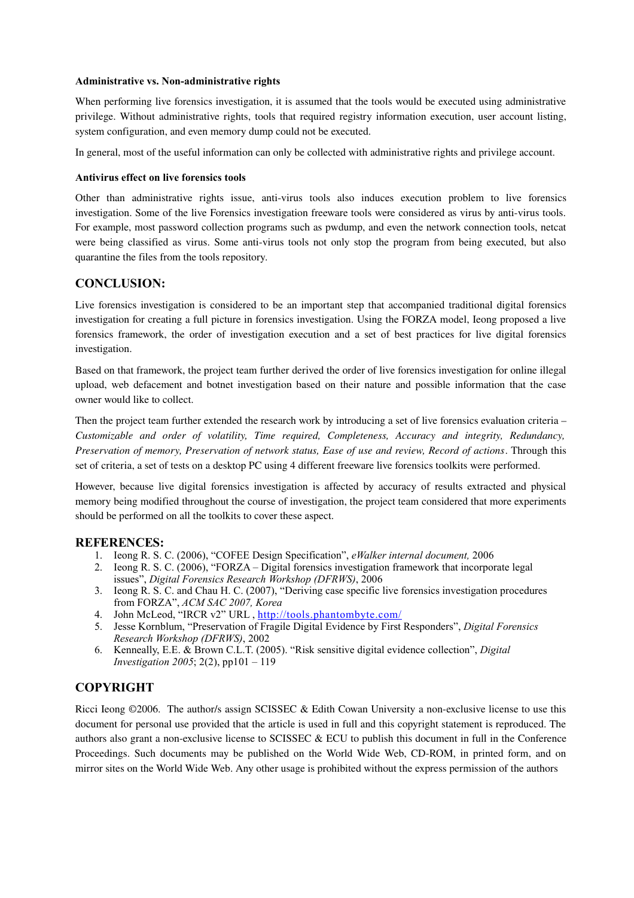**Administrative vs. Non-administrative rights**

When performing live forensics investigation, it is assumed that the tools would be executed using administrative privilege. Without administrative rights, tools that required registry information execution, user account listing, system configuration, and even memory dump could not be executed.

In general, most of the useful information can only be collected with administrative rights and privilege account.

**Antivirus effect on live forensics tools**

Other than administrative rights issue, anti-virus tools also induces execution problem to live forensics investigation. Some of the live Forensics investigation freeware tools were considered as virus by anti-virus tools. For example, most password collection programs such as pwdump, and even the network connection tools, netcat were being classified as virus. Some anti-virus tools not only stop the program from being executed, but also quarantine the files from the tools repository.

## CONCLUSION:

Live forensics investigation is considered to be an important step that accompanied traditional digital forensics investigation for creating a full picture in forensics investigation. Using the FORZA model, Ieong proposed a live forensics framework, the order of investigation execution and a set of best practices for live digital forensics investigation.

Based on that framework, the project team further derived the order of live forensics investigation for online illegal upload, web defacement and botnet investigation based on their nature and possible information that the case owner would like to collect.

Then the project team further extended the research work by introducing a set of live forensics evaluation criteria – *Customizable and order of volatility, Time required, Completeness, Accuracy and integrity, Redundancy, Preservation of memory, Preservation of network status, Ease of use and review, Record of actions*. Through this set of criteria, a set of tests on a desktop PC using 4 different freeware live forensics toolkits were performed.

However, because live digital forensics investigation is affected by accuracy of results extracted and physical memory being modified throughout the course of investigation, the project team considered that more experiments should be performed on all the toolkits to cover these aspect.

## REFERENCES:

1. Ieong R. S. C. (2006), "COFEE Design Specification", *eWalker internal document,* 2006
2. Ieong R. S. C. (2006), "FORZA – Digital forensics investigation framework that incorporate legal issues", *Digital Forensics Research Workshop (DFRWS)*, 2006
3. Ieong R. S. C. and Chau H. C. (2007), "Deriving case specific live forensics investigation procedures from FORZA", *ACM SAC 2007, Korea*
4. John McLeod, "IRCR v2" URL , http://tools.phantombyte.com/
5. Jesse Kornblum, "Preservation of Fragile Digital Evidence by First Responders", *Digital Forensics Research Workshop (DFRWS)*, 2002
6. Kenneally, E.E. & Brown C.L.T. (2005). "Risk sensitive digital evidence collection", *Digital Investigation 2005*; 2(2), pp101 – 119

## COPYRIGHT

Ricci Ieong ©2006. The author/s assign SCISSEC & Edith Cowan University a non-exclusive license to use this document for personal use provided that the article is used in full and this copyright statement is reproduced. The authors also grant a non-exclusive license to SCISSEC & ECU to publish this document in full in the Conference Proceedings. Such documents may be published on the World Wide Web, CD-ROM, in printed form, and on mirror sites on the World Wide Web. Any other usage is prohibited without the express permission of the authors